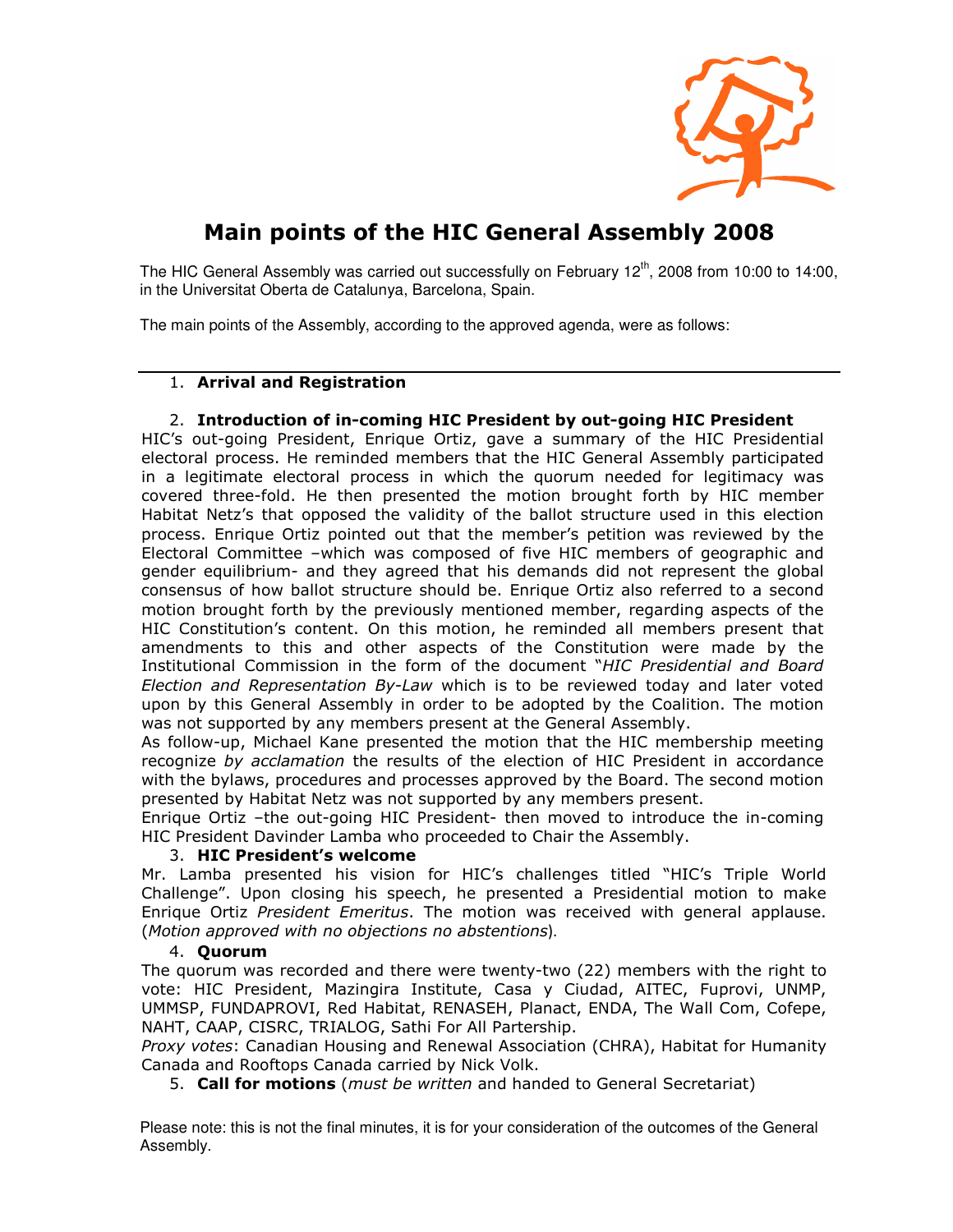# Main points of the HIC General Assembly 2008

The HIC General Assembly was carried out successfully on February 12th, 2008 from 10:00 to 14:00, in the Universitat Oberta de Catalunya, Barcelona, Spain.

The main points of the Assembly, according to the approved agenda, were as follows:

---

1. **Arrival and Registration**

2. **Introduction of in-coming HIC President by out-going HIC President**

HIC's out-going President, Enrique Ortiz, gave a summary of the HIC Presidential electoral process. He reminded members that the HIC General Assembly participated in a legitimate electoral process in which the quorum needed for legitimacy was covered three-fold. He then presented the motion brought forth by HIC member Habitat Netz's that opposed the validity of the ballot structure used in this election process. Enrique Ortiz pointed out that the member's petition was reviewed by the Electoral Committee –which was composed of five HIC members of geographic and gender equilibrium- and they agreed that his demands did not represent the global consensus of how ballot structure should be. Enrique Ortiz also referred to a second motion brought forth by the previously mentioned member, regarding aspects of the HIC Constitution's content. On this motion, he reminded all members present that amendments to this and other aspects of the Constitution were made by the Institutional Commission in the form of the document "*HIC Presidential and Board Election and Representation By-Law* which is to be reviewed today and later voted upon by this General Assembly in order to be adopted by the Coalition. The motion was not supported by any members present at the General Assembly.

As follow-up, Michael Kane presented the motion that the HIC membership meeting recognize *by acclamation* the results of the election of HIC President in accordance with the bylaws, procedures and processes approved by the Board. The second motion presented by Habitat Netz was not supported by any members present.

Enrique Ortiz –the out-going HIC President- then moved to introduce the in-coming HIC President Davinder Lamba who proceeded to Chair the Assembly.

3. **HIC President's welcome**

Mr. Lamba presented his vision for HIC's challenges titled "HIC's Triple World Challenge". Upon closing his speech, he presented a Presidential motion to make Enrique Ortiz *President Emeritus*. The motion was received with general applause. (*Motion approved with no objections no abstentions*).

4. **Quorum**

The quorum was recorded and there were twenty-two (22) members with the right to vote: HIC President, Mazingira Institute, Casa y Ciudad, AITEC, Fuprovi, UNMP, UMMSP, FUNDAPROVI, Red Habitat, RENASEH, Planact, ENDA, The Wall Com, Cofepe, NAHT, CAAP, CISRC, TRIALOG, Sathi For All Partership.

*Proxy votes*: Canadian Housing and Renewal Association (CHRA), Habitat for Humanity Canada and Rooftops Canada carried by Nick Volk.

5. **Call for motions** (*must be written* and handed to General Secretariat)

Please note: this is not the final minutes, it is for your consideration of the outcomes of the General Assembly.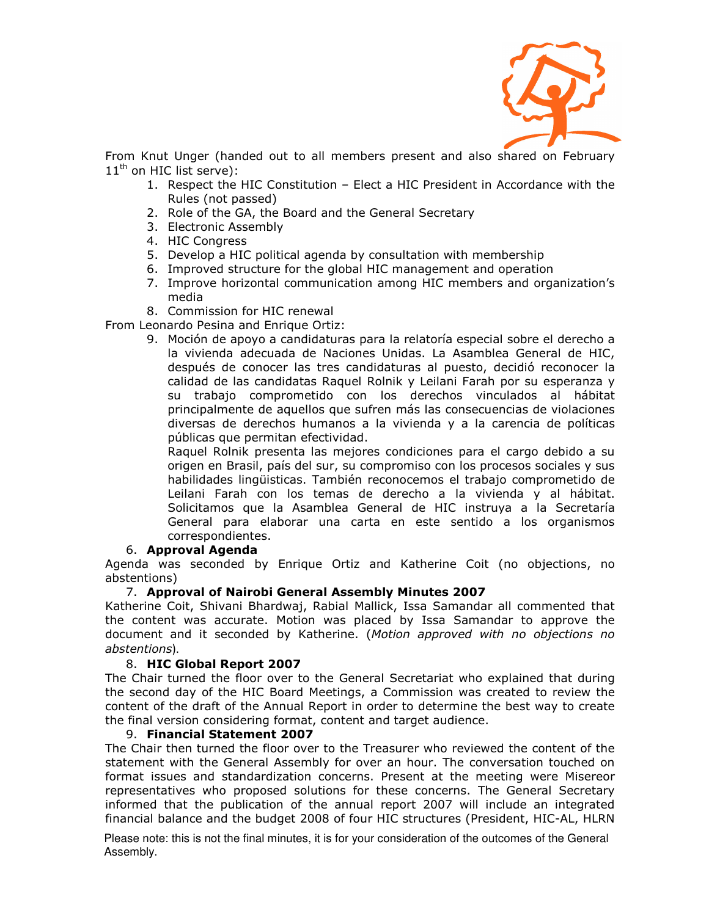From Knut Unger (handed out to all members present and also shared on February 11th on HIC list serve):

1. Respect the HIC Constitution – Elect a HIC President in Accordance with the Rules (not passed)
2. Role of the GA, the Board and the General Secretary
3. Electronic Assembly
4. HIC Congress
5. Develop a HIC political agenda by consultation with membership
6. Improved structure for the global HIC management and operation
7. Improve horizontal communication among HIC members and organization's media
8. Commission for HIC renewal

From Leonardo Pesina and Enrique Ortiz:

9. Moción de apoyo a candidaturas para la relatoría especial sobre el derecho a la vivienda adecuada de Naciones Unidas. La Asamblea General de HIC, después de conocer las tres candidaturas al puesto, decidió reconocer la calidad de las candidatas Raquel Rolnik y Leilani Farah por su esperanza y su trabajo comprometido con los derechos vinculados al hábitat principalmente de aquellos que sufren más las consecuencias de violaciones diversas de derechos humanos a la vivienda y a la carencia de políticas públicas que permitan efectividad.
   Raquel Rolnik presenta las mejores condiciones para el cargo debido a su origen en Brasil, país del sur, su compromiso con los procesos sociales y sus habilidades lingüisticas. También reconocemos el trabajo comprometido de Leilani Farah con los temas de derecho a la vivienda y al hábitat. Solicitamos que la Asamblea General de HIC instruya a la Secretaría General para elaborar una carta en este sentido a los organismos correspondientes.

6. **Approval Agenda**

Agenda was seconded by Enrique Ortiz and Katherine Coit (no objections, no abstentions)

7. **Approval of Nairobi General Assembly Minutes 2007**

Katherine Coit, Shivani Bhardwaj, Rabial Mallick, Issa Samandar all commented that the content was accurate. Motion was placed by Issa Samandar to approve the document and it seconded by Katherine. (*Motion approved with no objections no abstentions*).

8. **HIC Global Report 2007**

The Chair turned the floor over to the General Secretariat who explained that during the second day of the HIC Board Meetings, a Commission was created to review the content of the draft of the Annual Report in order to determine the best way to create the final version considering format, content and target audience.

9. **Financial Statement 2007**

The Chair then turned the floor over to the Treasurer who reviewed the content of the statement with the General Assembly for over an hour. The conversation touched on format issues and standardization concerns. Present at the meeting were Misereor representatives who proposed solutions for these concerns. The General Secretary informed that the publication of the annual report 2007 will include an integrated financial balance and the budget 2008 of four HIC structures (President, HIC-AL, HLRN

Please note: this is not the final minutes, it is for your consideration of the outcomes of the General Assembly.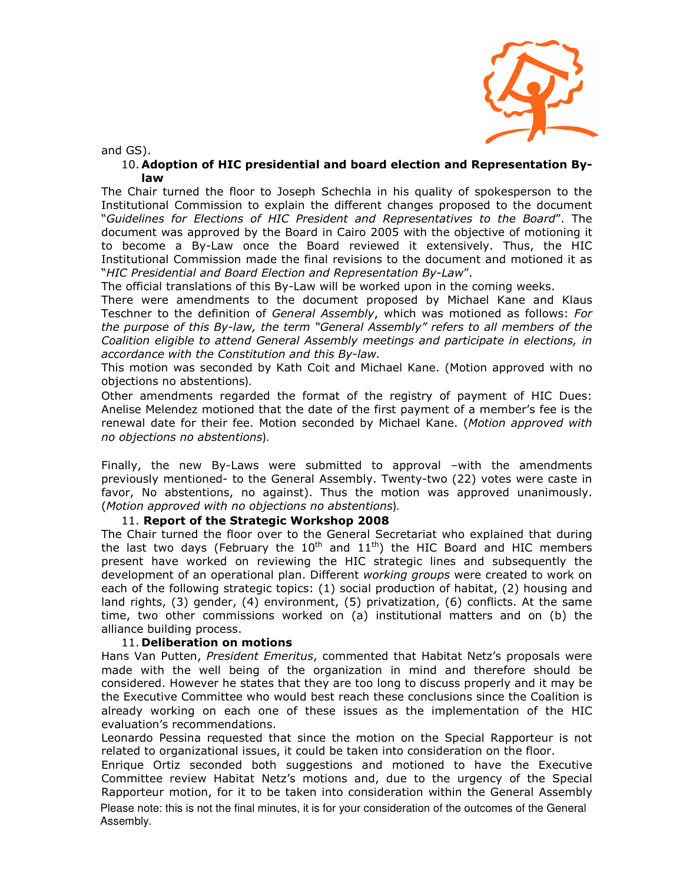and GS).

10. **Adoption of HIC presidential and board election and Representation By-law**

The Chair turned the floor to Joseph Schechla in his quality of spokesperson to the Institutional Commission to explain the different changes proposed to the document "*Guidelines for Elections of HIC President and Representatives to the Board*". The document was approved by the Board in Cairo 2005 with the objective of motioning it to become a By-Law once the Board reviewed it extensively. Thus, the HIC Institutional Commission made the final revisions to the document and motioned it as "*HIC Presidential and Board Election and Representation By-Law*".

The official translations of this By-Law will be worked upon in the coming weeks.

There were amendments to the document proposed by Michael Kane and Klaus Teschner to the definition of *General Assembly*, which was motioned as follows: *For the purpose of this By-law, the term "General Assembly" refers to all members of the Coalition eligible to attend General Assembly meetings and participate in elections, in accordance with the Constitution and this By-law.*

This motion was seconded by Kath Coit and Michael Kane. (Motion approved with no objections no abstentions).

Other amendments regarded the format of the registry of payment of HIC Dues: Anelise Melendez motioned that the date of the first payment of a member's fee is the renewal date for their fee. Motion seconded by Michael Kane. (*Motion approved with no objections no abstentions*).

Finally, the new By-Laws were submitted to approval –with the amendments previously mentioned- to the General Assembly. Twenty-two (22) votes were caste in favor, No abstentions, no against). Thus the motion was approved unanimously. (*Motion approved with no objections no abstentions*).

11. **Report of the Strategic Workshop 2008**

The Chair turned the floor over to the General Secretariat who explained that during the last two days (February the 10th and 11th) the HIC Board and HIC members present have worked on reviewing the HIC strategic lines and subsequently the development of an operational plan. Different *working groups* were created to work on each of the following strategic topics: (1) social production of habitat, (2) housing and land rights, (3) gender, (4) environment, (5) privatization, (6) conflicts. At the same time, two other commissions worked on (a) institutional matters and on (b) the alliance building process.

11. **Deliberation on motions**

Hans Van Putten, *President Emeritus*, commented that Habitat Netz's proposals were made with the well being of the organization in mind and therefore should be considered. However he states that they are too long to discuss properly and it may be the Executive Committee who would best reach these conclusions since the Coalition is already working on each one of these issues as the implementation of the HIC evaluation's recommendations.

Leonardo Pessina requested that since the motion on the Special Rapporteur is not related to organizational issues, it could be taken into consideration on the floor.

Enrique Ortiz seconded both suggestions and motioned to have the Executive Committee review Habitat Netz's motions and, due to the urgency of the Special Rapporteur motion, for it to be taken into consideration within the General Assembly

Please note: this is not the final minutes, it is for your consideration of the outcomes of the General Assembly.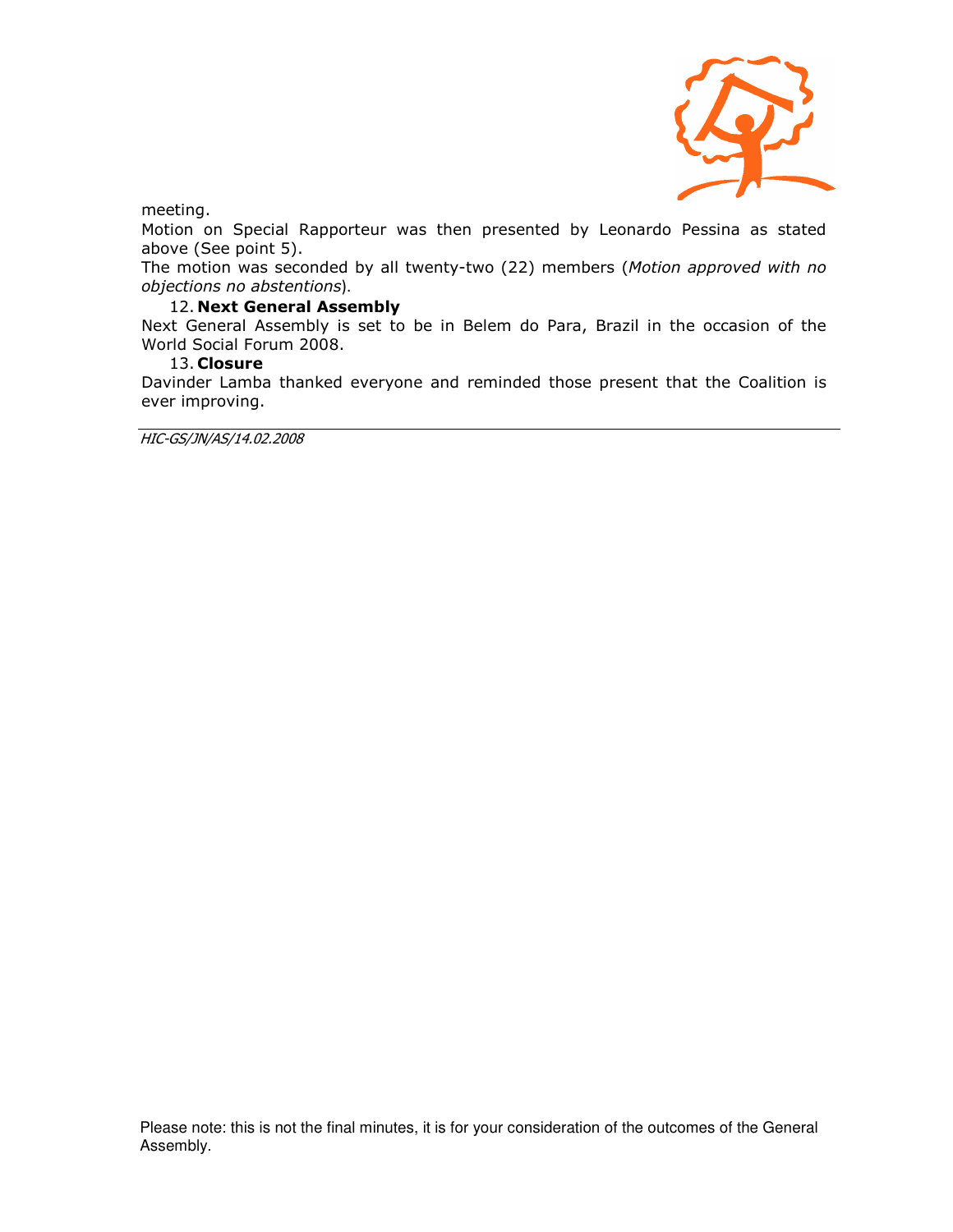meeting.

Motion on Special Rapporteur was then presented by Leonardo Pessina as stated above (See point 5).

The motion was seconded by all twenty-two (22) members (*Motion approved with no objections no abstentions*).

12. **Next General Assembly**

Next General Assembly is set to be in Belem do Para, Brazil in the occasion of the World Social Forum 2008.

13. **Closure**

Davinder Lamba thanked everyone and reminded those present that the Coalition is ever improving.

---

*HIC-GS/JN/AS/14.02.2008*

Please note: this is not the final minutes, it is for your consideration of the outcomes of the General Assembly.